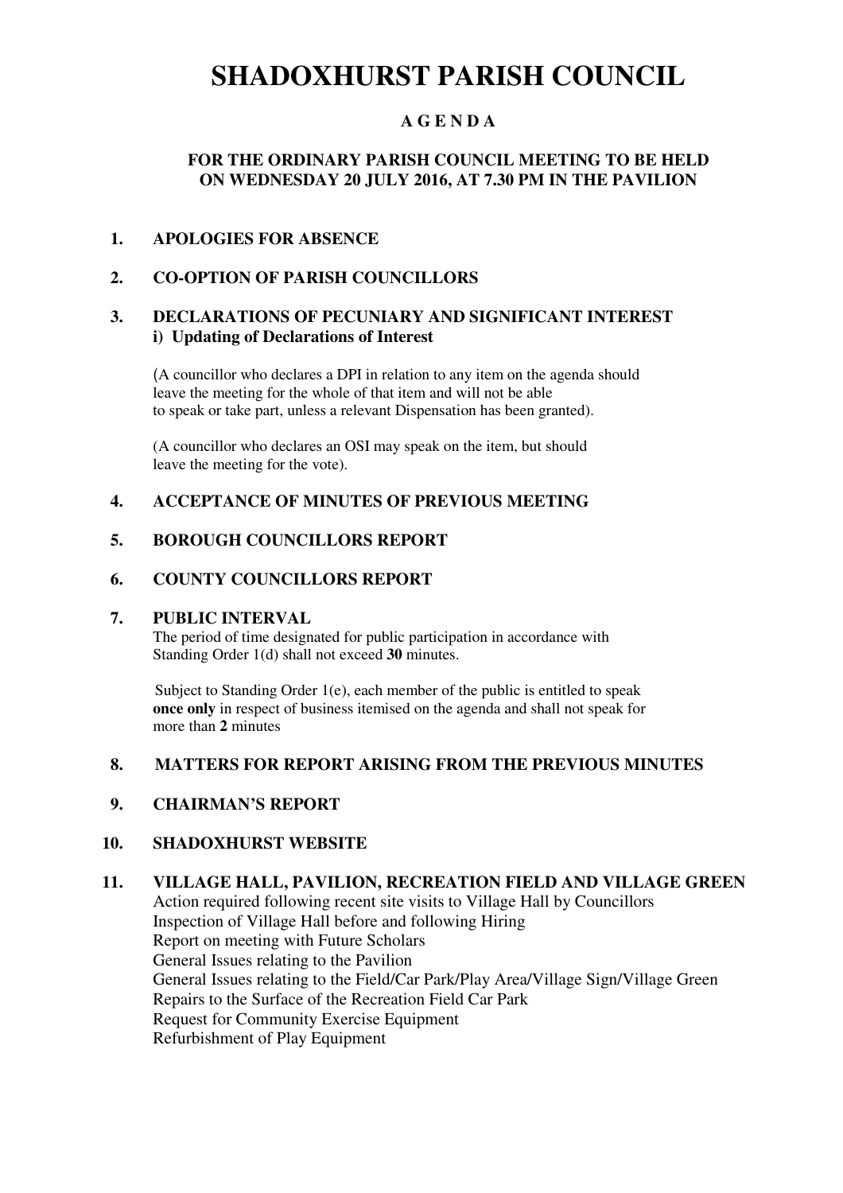# SHADOXHURST PARISH COUNCIL

## A G E N D A

### FOR THE ORDINARY PARISH COUNCIL MEETING TO BE HELD ON WEDNESDAY 20 JULY 2016, AT 7.30 PM IN THE PAVILION

**1. APOLOGIES FOR ABSENCE**

**2. CO-OPTION OF PARISH COUNCILLORS**

**3. DECLARATIONS OF PECUNIARY AND SIGNIFICANT INTEREST**
**i) Updating of Declarations of Interest**

(A councillor who declares a DPI in relation to any item on the agenda should leave the meeting for the whole of that item and will not be able to speak or take part, unless a relevant Dispensation has been granted).

(A councillor who declares an OSI may speak on the item, but should leave the meeting for the vote).

**4. ACCEPTANCE OF MINUTES OF PREVIOUS MEETING**

**5. BOROUGH COUNCILLORS REPORT**

**6. COUNTY COUNCILLORS REPORT**

**7. PUBLIC INTERVAL**
The period of time designated for public participation in accordance with Standing Order 1(d) shall not exceed **30** minutes.

Subject to Standing Order 1(e), each member of the public is entitled to speak **once only** in respect of business itemised on the agenda and shall not speak for more than **2** minutes

**8. MATTERS FOR REPORT ARISING FROM THE PREVIOUS MINUTES**

**9. CHAIRMAN'S REPORT**

**10. SHADOXHURST WEBSITE**

**11. VILLAGE HALL, PAVILION, RECREATION FIELD AND VILLAGE GREEN**
Action required following recent site visits to Village Hall by Councillors
Inspection of Village Hall before and following Hiring
Report on meeting with Future Scholars
General Issues relating to the Pavilion
General Issues relating to the Field/Car Park/Play Area/Village Sign/Village Green
Repairs to the Surface of the Recreation Field Car Park
Request for Community Exercise Equipment
Refurbishment of Play Equipment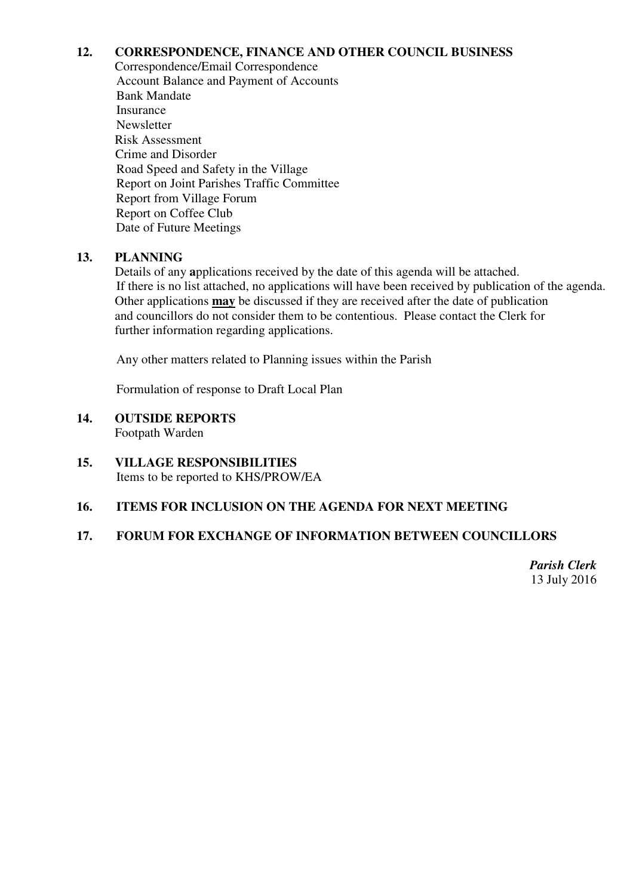**12. CORRESPONDENCE, FINANCE AND OTHER COUNCIL BUSINESS**

Correspondence/Email Correspondence
Account Balance and Payment of Accounts
Bank Mandate
Insurance
Newsletter
Risk Assessment
Crime and Disorder
Road Speed and Safety in the Village
Report on Joint Parishes Traffic Committee
Report from Village Forum
Report on Coffee Club
Date of Future Meetings

**13. PLANNING**

Details of any **a**pplications received by the date of this agenda will be attached.
If there is no list attached, no applications will have been received by publication of the agenda.
Other applications **<u>may</u>** be discussed if they are received after the date of publication and councillors do not consider them to be contentious. Please contact the Clerk for further information regarding applications.

Any other matters related to Planning issues within the Parish

Formulation of response to Draft Local Plan

**14. OUTSIDE REPORTS**

Footpath Warden

**15. VILLAGE RESPONSIBILITIES**

Items to be reported to KHS/PROW/EA

**16. ITEMS FOR INCLUSION ON THE AGENDA FOR NEXT MEETING**

**17. FORUM FOR EXCHANGE OF INFORMATION BETWEEN COUNCILLORS**

***Parish Clerk***
13 July 2016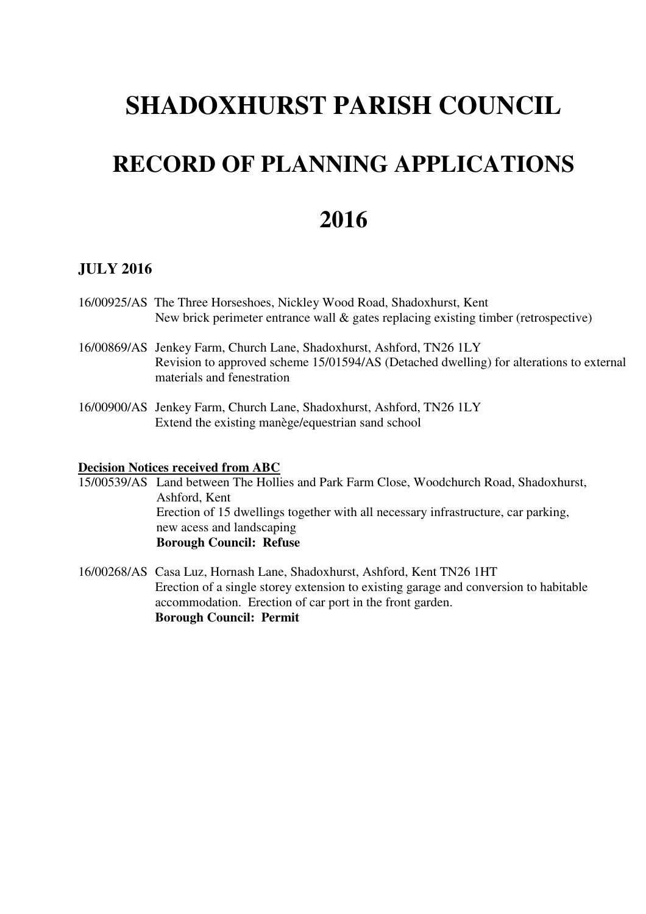# SHADOXHURST PARISH COUNCIL

# RECORD OF PLANNING APPLICATIONS

# 2016

## JULY 2016

16/00925/AS The Three Horseshoes, Nickley Wood Road, Shadoxhurst, Kent
New brick perimeter entrance wall & gates replacing existing timber (retrospective)

16/00869/AS Jenkey Farm, Church Lane, Shadoxhurst, Ashford, TN26 1LY
Revision to approved scheme 15/01594/AS (Detached dwelling) for alterations to external materials and fenestration

16/00900/AS Jenkey Farm, Church Lane, Shadoxhurst, Ashford, TN26 1LY
Extend the existing manège/equestrian sand school

**Decision Notices received from ABC**

15/00539/AS Land between The Hollies and Park Farm Close, Woodchurch Road, Shadoxhurst, Ashford, Kent
Erection of 15 dwellings together with all necessary infrastructure, car parking, new acess and landscaping
**Borough Council: Refuse**

16/00268/AS Casa Luz, Hornash Lane, Shadoxhurst, Ashford, Kent TN26 1HT
Erection of a single storey extension to existing garage and conversion to habitable accommodation. Erection of car port in the front garden.
**Borough Council: Permit**